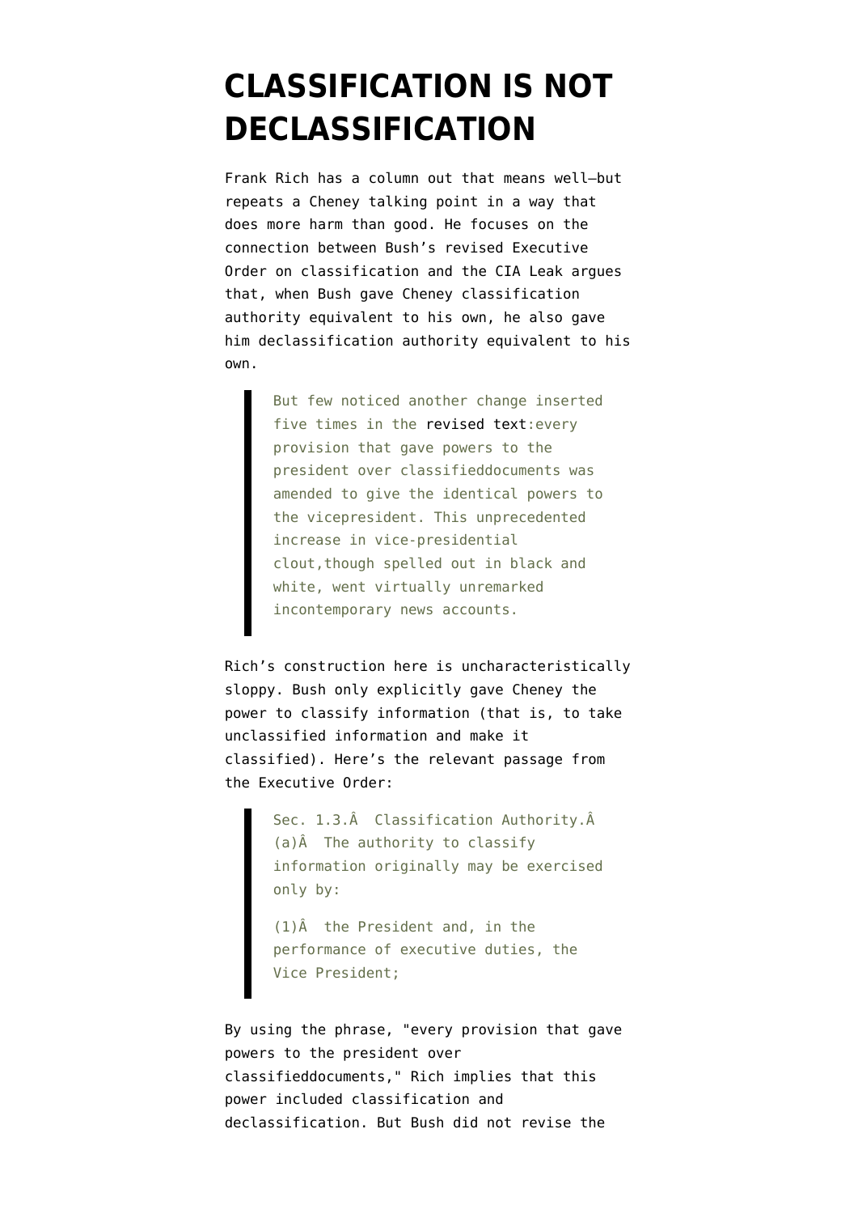# CLASSIFICATION IS NOT DECLASSIFICATION

Frank Rich has a column out that means well—but repeats a Cheney talking point in a way that does more harm than good. He focuses on the connection between Bush's revised Executive Order on classification and the CIA Leak argues that, when Bush gave Cheney classification authority equivalent to his own, he also gave him declassification authority equivalent to his own.

> But few noticed another change inserted five times in the revised text:every provision that gave powers to the president over classifieddocuments was amended to give the identical powers to the vicepresident. This unprecedented increase in vice-presidential clout,though spelled out in black and white, went virtually unremarked incontemporary news accounts.

Rich's construction here is uncharacteristically sloppy. Bush only explicitly gave Cheney the power to classify information (that is, to take unclassified information and make it classified). Here's the relevant passage from the Executive Order:

> Sec. 1.3.Â  Classification Authority.Â (a)Â  The authority to classify information originally may be exercised only by:
>
> (1)Â  the President and, in the performance of executive duties, the Vice President;

By using the phrase, "every provision that gave powers to the president over classifieddocuments," Rich implies that this power included classification and declassification. But Bush did not revise the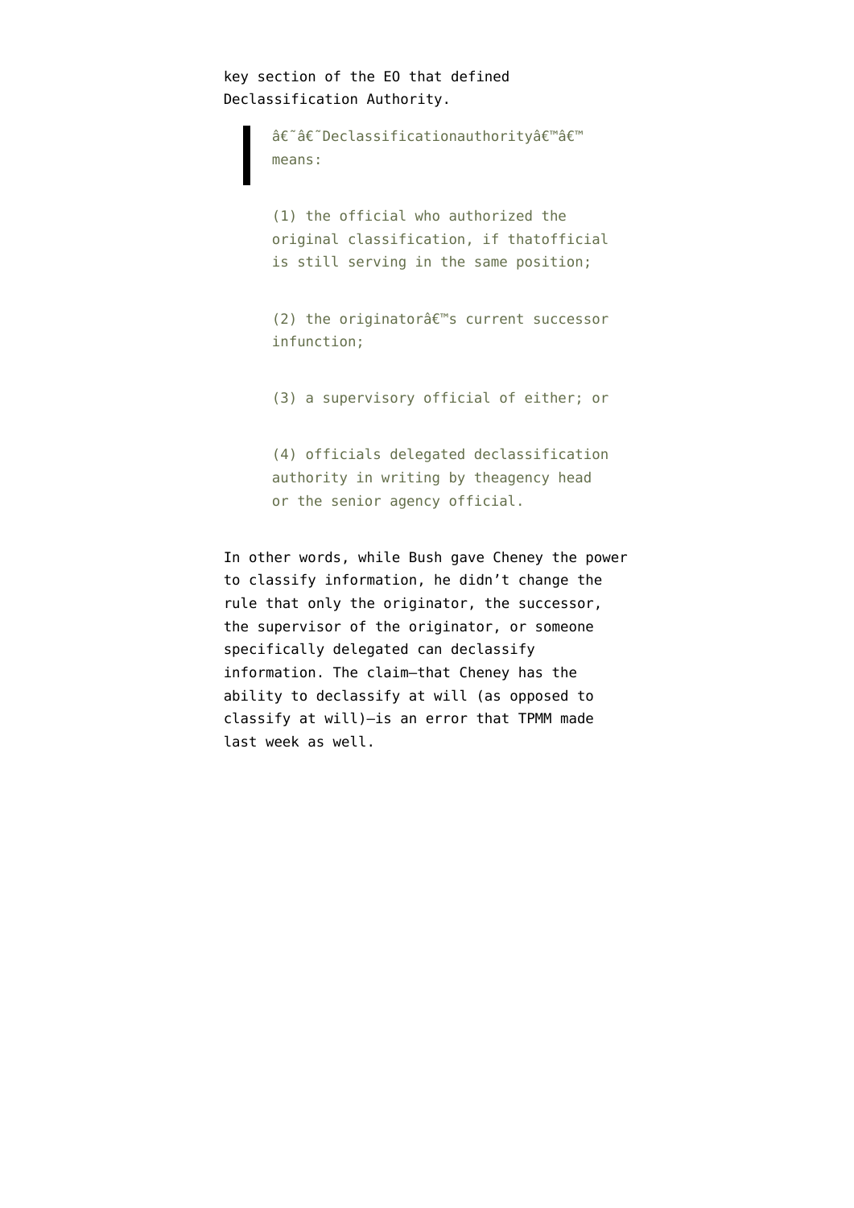key section of the EO that defined Declassification Authority.

> â€˜â€˜Declassificationauthorityâ€™â€™ means:
>
> (1) the official who authorized the original classification, if thatofficial is still serving in the same position;
>
> (2) the originatorâ€™s current successor infunction;
>
> (3) a supervisory official of either; or
>
> (4) officials delegated declassification authority in writing by theagency head or the senior agency official.

In other words, while Bush gave Cheney the power to classify information, he didn't change the rule that only the originator, the successor, the supervisor of the originator, or someone specifically delegated can declassify information. The claim—that Cheney has the ability to declassify at will (as opposed to classify at will)—is an error that TPMM made last week as well.